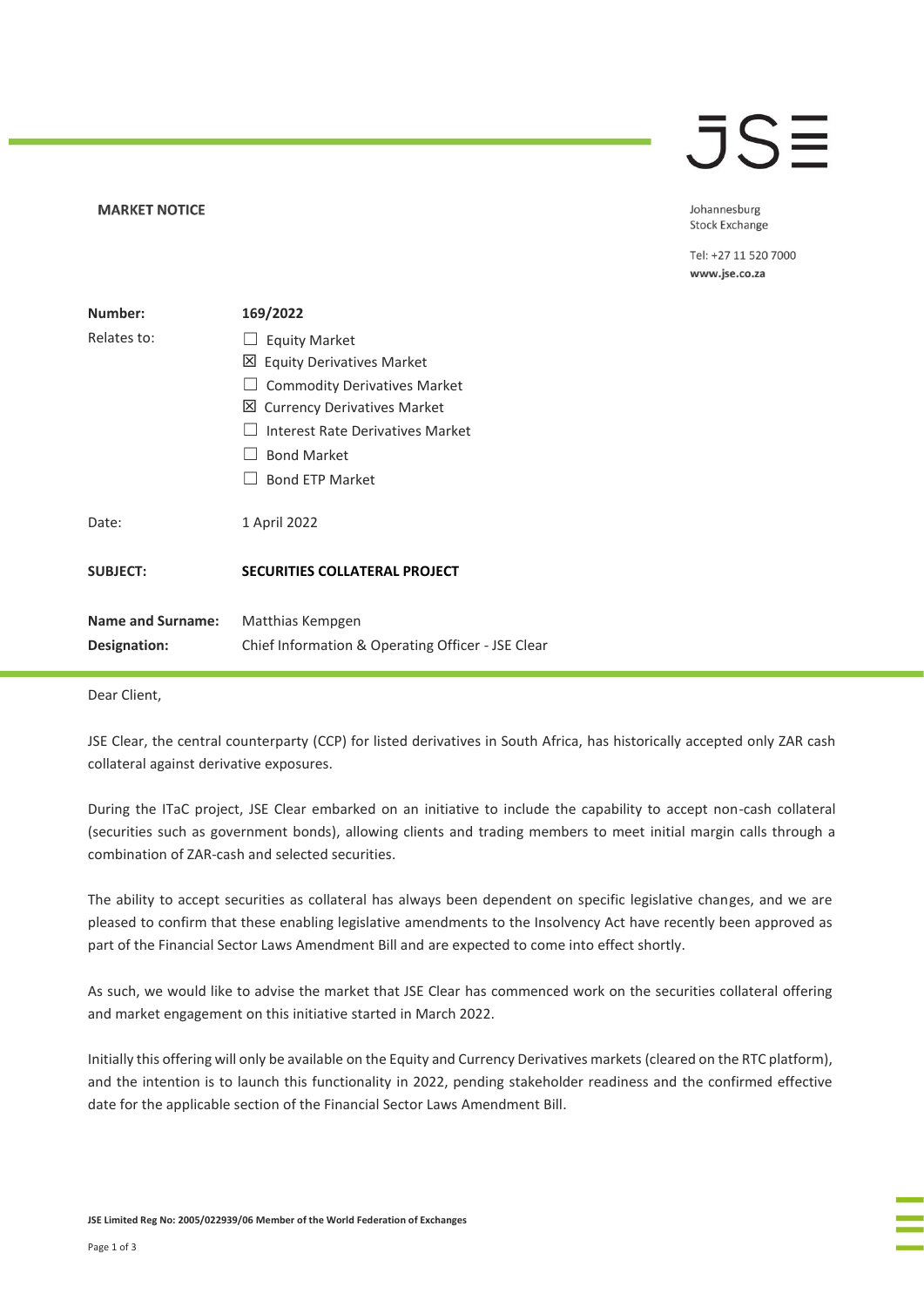**MARKET NOTICE**

Johannesburg
Stock Exchange

Tel: +27 11 520 7000
**www.jse.co.za**

| | |
|---|---|
| **Number:** | **169/2022** |
| Relates to: | ☐ Equity Market<br>☒ Equity Derivatives Market<br>☐ Commodity Derivatives Market<br>☒ Currency Derivatives Market<br>☐ Interest Rate Derivatives Market<br>☐ Bond Market<br>☐ Bond ETP Market |
| Date: | 1 April 2022 |
| **SUBJECT:** | **SECURITIES COLLATERAL PROJECT** |
| **Name and Surname:** | Matthias Kempgen |
| **Designation:** | Chief Information & Operating Officer - JSE Clear |

Dear Client,

JSE Clear, the central counterparty (CCP) for listed derivatives in South Africa, has historically accepted only ZAR cash collateral against derivative exposures.

During the ITaC project, JSE Clear embarked on an initiative to include the capability to accept non-cash collateral (securities such as government bonds), allowing clients and trading members to meet initial margin calls through a combination of ZAR-cash and selected securities.

The ability to accept securities as collateral has always been dependent on specific legislative changes, and we are pleased to confirm that these enabling legislative amendments to the Insolvency Act have recently been approved as part of the Financial Sector Laws Amendment Bill and are expected to come into effect shortly.

As such, we would like to advise the market that JSE Clear has commenced work on the securities collateral offering and market engagement on this initiative started in March 2022.

Initially this offering will only be available on the Equity and Currency Derivatives markets (cleared on the RTC platform), and the intention is to launch this functionality in 2022, pending stakeholder readiness and the confirmed effective date for the applicable section of the Financial Sector Laws Amendment Bill.

**JSE Limited Reg No: 2005/022939/06 Member of the World Federation of Exchanges**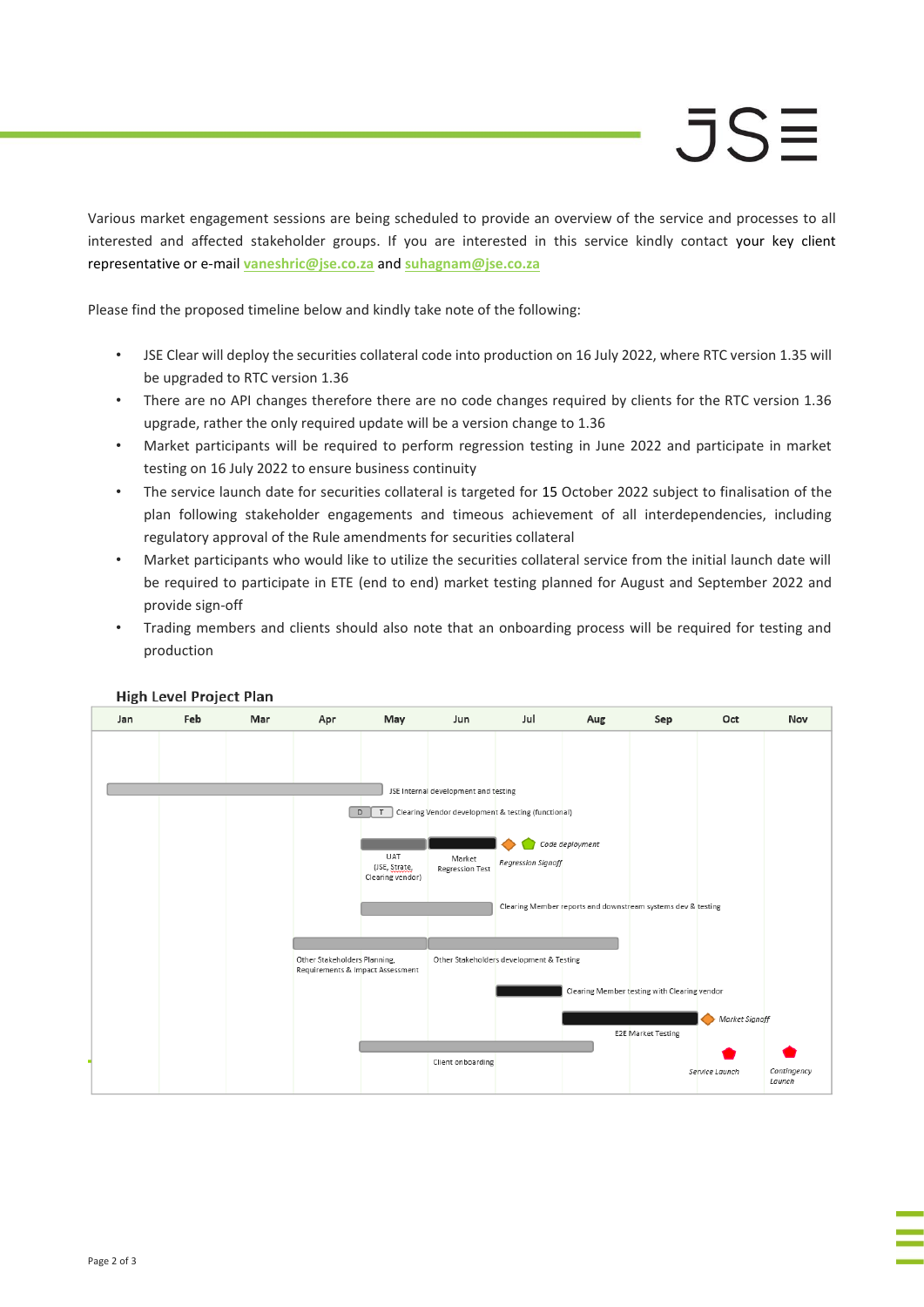Various market engagement sessions are being scheduled to provide an overview of the service and processes to all interested and affected stakeholder groups. If you are interested in this service kindly contact your key client representative or e-mail [vaneshric@jse.co.za](mailto:vaneshric@jse.co.za) and [suhagnam@jse.co.za](mailto:suhagnam@jse.co.za)

Please find the proposed timeline below and kindly take note of the following:

- JSE Clear will deploy the securities collateral code into production on 16 July 2022, where RTC version 1.35 will be upgraded to RTC version 1.36
- There are no API changes therefore there are no code changes required by clients for the RTC version 1.36 upgrade, rather the only required update will be a version change to 1.36
- Market participants will be required to perform regression testing in June 2022 and participate in market testing on 16 July 2022 to ensure business continuity
- The service launch date for securities collateral is targeted for 15 October 2022 subject to finalisation of the plan following stakeholder engagements and timeous achievement of all interdependencies, including regulatory approval of the Rule amendments for securities collateral
- Market participants who would like to utilize the securities collateral service from the initial launch date will be required to participate in ETE (end to end) market testing planned for August and September 2022 and provide sign-off
- Trading members and clients should also note that an onboarding process will be required for testing and production

**High Level Project Plan**

| Activity / Milestone | Timing (per chart) |
| --- | --- |
| JSE Internal development and testing | Jan – Apr |
| Clearing Vendor development & testing (functional) (D, T) | Apr – May |
| UAT (JSE, Strate, Clearing vendor) | May |
| Market Regression Test | Jun |
| Regression Signoff | Jul |
| Code deployment | Jul |
| Clearing Member reports and downstream systems dev & testing | May – Jun |
| Other Stakeholders Planning, Requirements & Impact Assessment | Apr – May |
| Other Stakeholders development & Testing | Jun – Aug |
| Clearing Member testing with Clearing vendor | Jul |
| E2E Market Testing | Aug – Sep |
| Market Signoff | Oct |
| Client onboarding | May – Aug |
| Service Launch | Oct |
| Contingency Launch | Nov |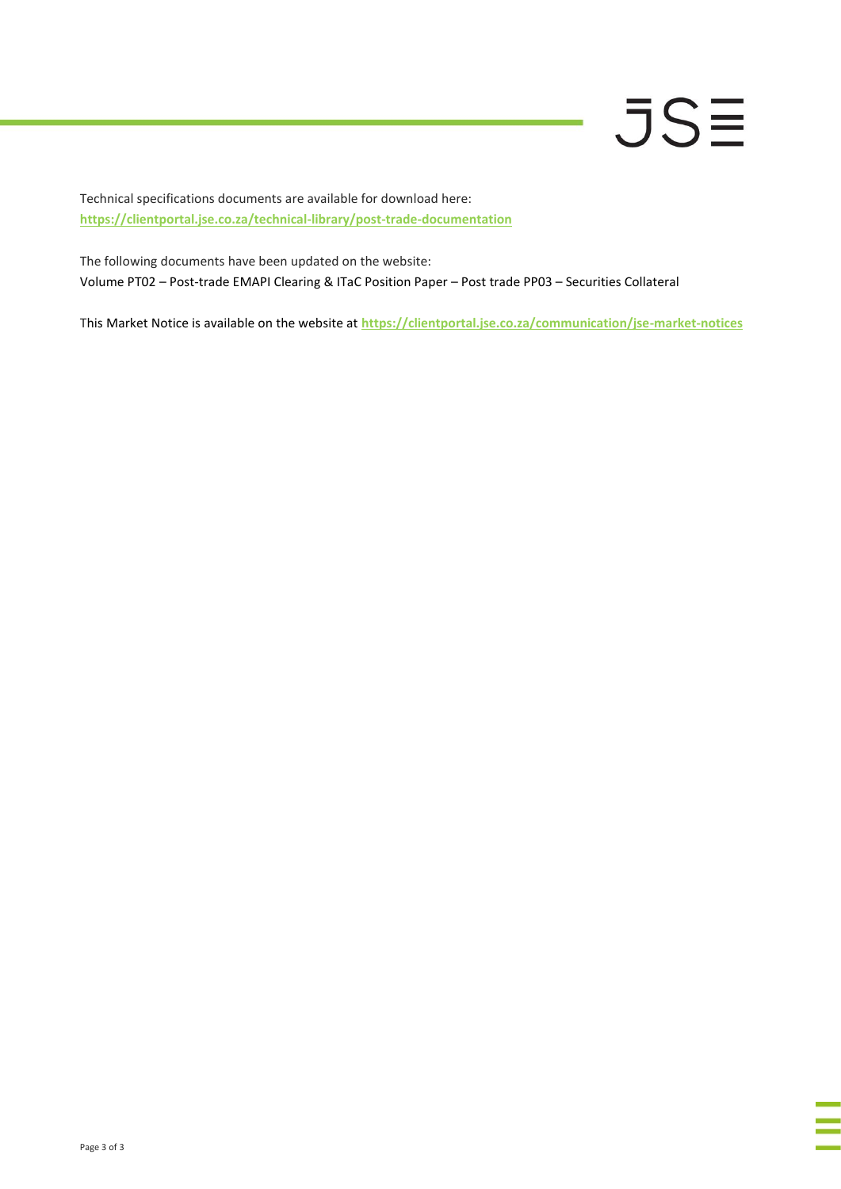Technical specifications documents are available for download here:
**https://clientportal.jse.co.za/technical-library/post-trade-documentation**

The following documents have been updated on the website:
Volume PT02 – Post-trade EMAPI Clearing & ITaC Position Paper – Post trade PP03 – Securities Collateral

This Market Notice is available on the website at **https://clientportal.jse.co.za/communication/jse-market-notices**